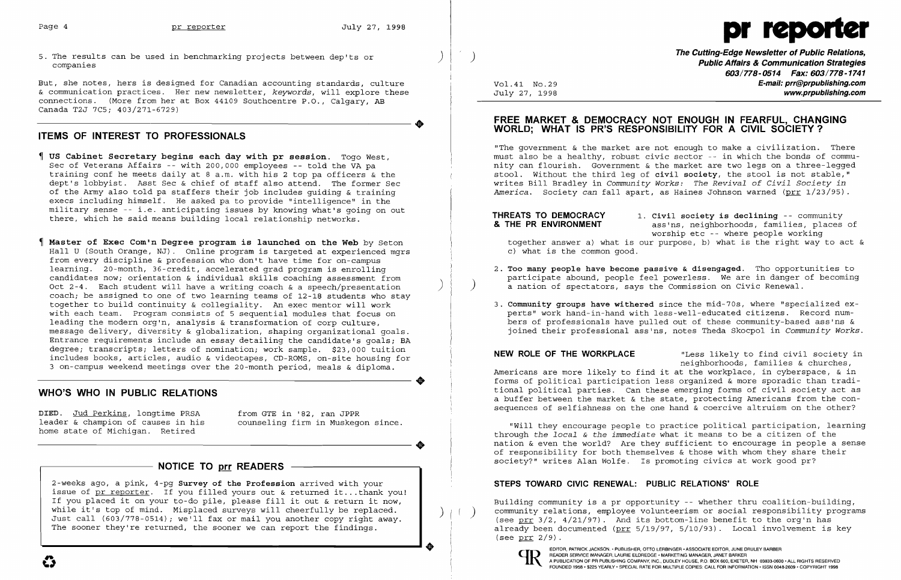5. The results can be used in benchmarking projects between dep'ts or companies

But, she notes, hers is designed for Canadian accounting standards, culture & communication practices. Her new newsletter, *keywords*, will explore these connections. (More from her at Box 44109 Southcentre P.O., Calgary, AB Canada T2J 7C5; 403/271-6729)

## ITEMS OF INTEREST TO PROFESSIONALS

¶ **US Cabinet Secretary begins each day with pr session.** Togo West, Sec of Veterans Affairs -- with 200,000 employees -- told the VA pa training conf he meets daily at 8 a.m. with his 2 top pa officers & the dept's lobbyist. Asst Sec & chief of staff also attend. The former Sec of the Army also told pa staffers their job includes guiding & training execs including himself. He asked pa to provide "intelligence" in the military sense -- i.e. anticipating issues by knowing what's going on out there, which he said means building local relationship networks.

¶ **Master of Exec Com'n Degree program is launched on the Web** by Seton Hall U (South Orange, NJ). Online program is targeted at experienced mgrs from every discipline & profession who don't have time for on-campus learning. 20-month, 36-credit, accelerated grad program is enrolling candidates now; orientation & individual skills coaching assessment from Oct 2-4. Each student will have a writing coach & a speech/presentation coach; be assigned to one of two learning teams of 12-18 students who stay together to build continuity & collegiality. An exec mentor will work with each team. Program consists of 5 sequential modules that focus on leading the modern org'n, analysis & transformation of corp culture, message delivery, diversity & globalization, shaping organizational goals. Entrance requirements include an essay detailing the candidate's goals; BA degree; transcripts; letters of nomination; work sample. $23,000 tuition includes books, articles, audio & videotapes, CD-ROMS, on-site housing for 3 on-campus weekend meetings over the 20-month period, meals & diploma.

## WHO'S WHO IN PUBLIC RELATIONS

DIED. Jud Perkins, longtime PRSA leader & champion of causes in his home state of Michigan. Retired from GTE in '82, ran JPPR counseling firm in Muskegon since.

### NOTICE TO prr READERS

2-weeks ago, a pink, 4-pg **Survey of the Profession** arrived with your issue of pr reporter. If you filled yours out & returned it...thank you! If you placed it on your to-do pile, please fill it out & return it now, while it's top of mind. Misplaced surveys will cheerfully be replaced. Just call (603/778-0514); we'll fax or mail you another copy right away. The sooner they're returned, the sooner we can report the findings.

# pr reporter

**The Cutting-Edge Newsletter of Public Relations, Public Affairs & Communication Strategies**
603/778-0514 Fax: 603/778-1741
E-mail: prr@prpublishing.com
www.prpublishing.com

Vol.41 No.29
July 27, 1998

## FREE MARKET & DEMOCRACY NOT ENOUGH IN FEARFUL, CHANGING WORLD; WHAT IS PR'S RESPONSIBILITY FOR A CIVIL SOCIETY?

"The government & the market are not enough to make a civilization. There must also be a healthy, robust civic sector -- in which the bonds of community can flourish. Government & the market are two legs on a three-legged stool. Without the third leg of **civil society**, the stool is not stable," writes Bill Bradley in *Community Works: The Revival of Civil Society in America*. Society *can* fall apart, as Haines Johnson warned (prr 1/23/95).

**THREATS TO DEMOCRACY & THE PR ENVIRONMENT**

1. **Civil society is declining** -- community ass'ns, neighborhoods, families, places of worship etc -- where people working together answer a) what is our purpose, b) what is the right way to act & c) what is the common good.

2. **Too many people have become passive & disengaged.** Tho opportunities to participate abound, people feel powerless. We are in danger of becoming a nation of spectators, says the Commission on Civic Renewal.

3. **Community groups have withered** since the mid-70s, where "specialized experts" work hand-in-hand with less-well-educated citizens. Record numbers of professionals have pulled out of these community-based ass'ns & joined their professional ass'ns, notes Theda Skocpol in *Community Works*.

**NEW ROLE OF THE WORKPLACE** "Less likely to find civil society in neighborhoods, families & churches, Americans are more likely to find it at the workplace, in cyberspace, & in forms of political participation less organized & more sporadic than traditional political parties. Can these emerging forms of civil society act as a buffer between the market & the state, protecting Americans from the consequences of selfishness on the one hand & coercive altruism on the other?

"Will they encourage people to practice political participation, learning through *the local & the immediate* what it means to be a citizen of the nation & even the world? Are they sufficient to encourage in people a sense of responsibility for both themselves & those with whom they share their society?" writes Alan Wolfe. Is promoting civics at work good pr?

### STEPS TOWARD CIVIC RENEWAL: PUBLIC RELATIONS' ROLE

Building community is a pr opportunity -- whether thru coalition-building, community relations, employee volunteerism or social responsibility programs (see prr 3/2, 4/21/97). And its bottom-line benefit to the org'n has already been documented (prr 5/19/97, 5/10/93). Local involvement is key (see prr 2/9).

EDITOR, PATRICK JACKSON. • PUBLISHER, OTTO LERBINGER • ASSOCIATE EDITOR, JUNE DRULEY BARBER
READER SERVICE MANAGER, LAURIE ELDREDGE • MARKETING MANAGER, JANET BARKER
A PUBLICATION OF PR PUBLISHING COMPANY, INC., DUDLEY HOUSE, P.O. BOX 600, EXETER, NH 03833-0600 • ALL RIGHTS RESERVED
FOUNDED 1958 • $225 YEARLY • SPECIAL RATE FOR MULTIPLE COPIES: CALL FOR INFORMATION • ISSN 0048-2609 • COPYRIGHT 1998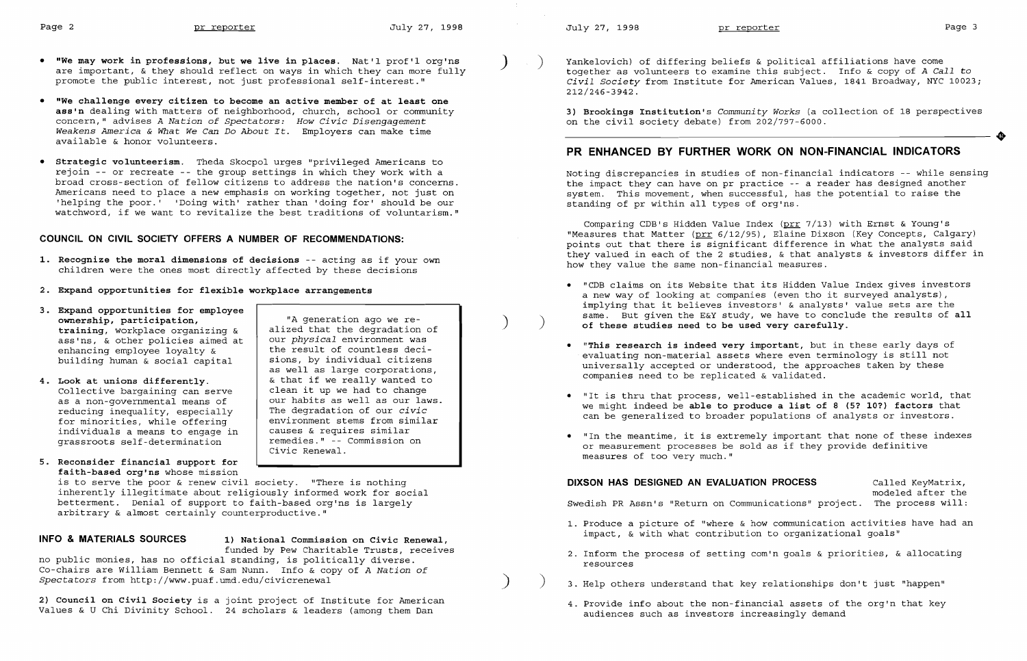- **"We may work in professions, but we live in places.** Nat'l prof'l org'ns are important, & they should reflect on ways in which they can more fully promote the public interest, not just professional self-interest."

- **"We challenge every citizen to become an active member of at least one ass'n** dealing with matters of neighborhood, church, school or community concern," advises *A Nation of Spectators: How Civic Disengagement Weakens America & What We Can Do About It.* Employers can make time available & honor volunteers.

- **Strategic volunteerism.** Theda Skocpol urges "privileged Americans to rejoin -- or recreate -- the group settings in which they work with a broad cross-section of fellow citizens to address the nation's concerns. Americans need to place a new emphasis on working together, not just on 'helping the poor.' 'Doing with' rather than 'doing for' should be our watchword, if we want to revitalize the best traditions of voluntarism."

## COUNCIL ON CIVIL SOCIETY OFFERS A NUMBER OF RECOMMENDATIONS:

1. **Recognize the moral dimensions of decisions** -- acting as if your own children were the ones most directly affected by these decisions

2. **Expand opportunities for flexible workplace arrangements**

3. **Expand opportunities for employee ownership, participation, training,** workplace organizing & ass'ns, & other policies aimed at enhancing employee loyalty & building human & social capital

4. **Look at unions differently.** Collective bargaining can serve as a non-governmental means of reducing inequality, especially for minorities, while offering individuals a means to engage in grassroots self-determination

5. **Reconsider financial support for faith-based org'ns** whose mission is to serve the poor & renew civil society. "There is nothing inherently illegitimate about religiously informed work for social betterment. Denial of support to faith-based org'ns is largely arbitrary & almost certainly counterproductive."

> "A generation ago we realized that the degradation of our *physical* environment was the result of countless decisions, by individual citizens as well as large corporations, & that if we really wanted to clean it up we had to change our habits as well as our laws. The degradation of our *civic* environment stems from similar causes & requires similar remedies." -- Commission on Civic Renewal.

**INFO & MATERIALS SOURCES** 1) **National Commission on Civic Renewal,** funded by Pew Charitable Trusts, receives no public monies, has no official standing, is politically diverse. Co-chairs are William Bennett & Sam Nunn. Info & copy of *A Nation of Spectators* from http://www.puaf.umd.edu/civicrenewal

2) **Council on Civil Society** is a joint project of Institute for American Values & U Chi Divinity School. 24 scholars & leaders (among them Dan Yankelovich) of differing beliefs & political affiliations have come together as volunteers to examine this subject. Info & copy of *A Call to Civil Society* from Institute for American Values, 1841 Broadway, NYC 10023; 212/246-3942.

3) **Brookings Institution**'s *Community Works* (a collection of 18 perspectives on the civil society debate) from 202/797-6000.

## PR ENHANCED BY FURTHER WORK ON NON-FINANCIAL INDICATORS

Noting discrepancies in studies of non-financial indicators -- while sensing the impact they can have on pr practice -- a reader has designed another system. This movement, when successful, has the potential to raise the standing of pr within all types of org'ns.

Comparing CDB's Hidden Value Index (prr 7/13) with Ernst & Young's "Measures that Matter (prr 6/12/95), Elaine Dixson (Key Concepts, Calgary) points out that there is significant difference in what the analysts said they valued in each of the 2 studies, & that analysts & investors differ in how they value the same non-financial measures.

- "CDB claims on its Website that its Hidden Value Index gives investors a new way of looking at companies (even tho it surveyed analysts), implying that it believes investors' & analysts' value sets are the same. But given the E&Y study, we have to conclude the results of **all of these studies need to be used very carefully.**

- "**This research is indeed very important,** but in these early days of evaluating non-material assets where even terminology is still not universally accepted or understood, the approaches taken by these companies need to be replicated & validated.

- "It is thru that process, well-established in the academic world, that we might indeed be **able to produce a list of 8 (5? 10?) factors** that can be generalized to broader populations of analysts or investors.

- "In the meantime, it is extremely important that none of these indexes or measurement processes be sold as if they provide definitive measures of too very much."

**DIXSON HAS DESIGNED AN EVALUATION PROCESS** Called KeyMatrix, modeled after the Swedish PR Assn's "Return on Communications" project. The process will:

1. Produce a picture of "where & how communication activities have had an impact, & with what contribution to organizational goals"

2. Inform the process of setting com'n goals & priorities, & allocating resources

3. Help others understand that key relationships don't just "happen"

4. Provide info about the non-financial assets of the org'n that key audiences such as investors increasingly demand